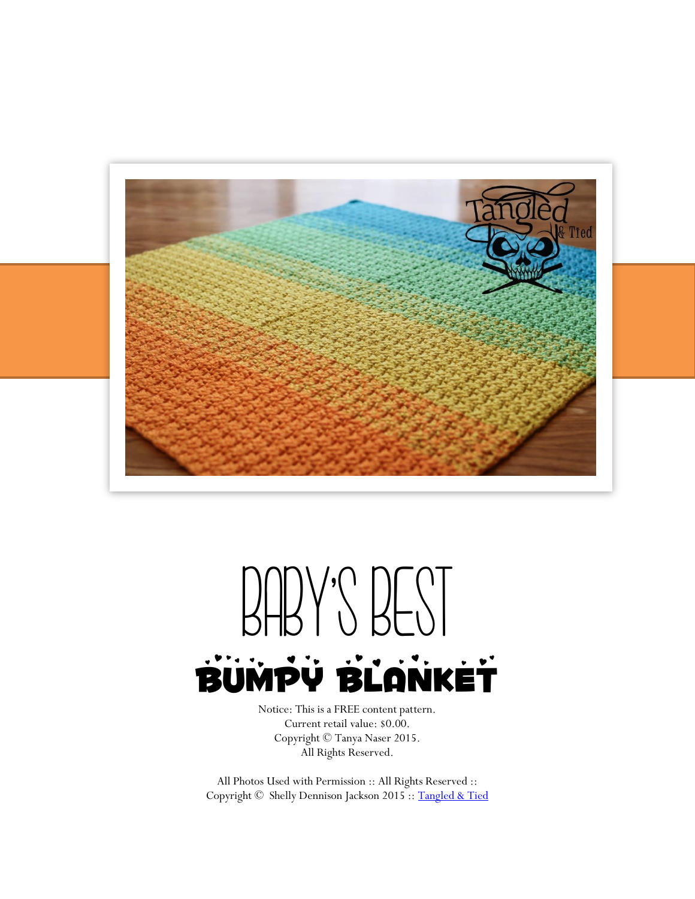# BABY'S BEST

## BUMPY BLANKET

Notice: This is a FREE content pattern.
Current retail value: $0.00.
Copyright © Tanya Naser 2015.
All Rights Reserved.

All Photos Used with Permission :: All Rights Reserved ::
Copyright © Shelly Dennison Jackson 2015 :: Tangled & Tied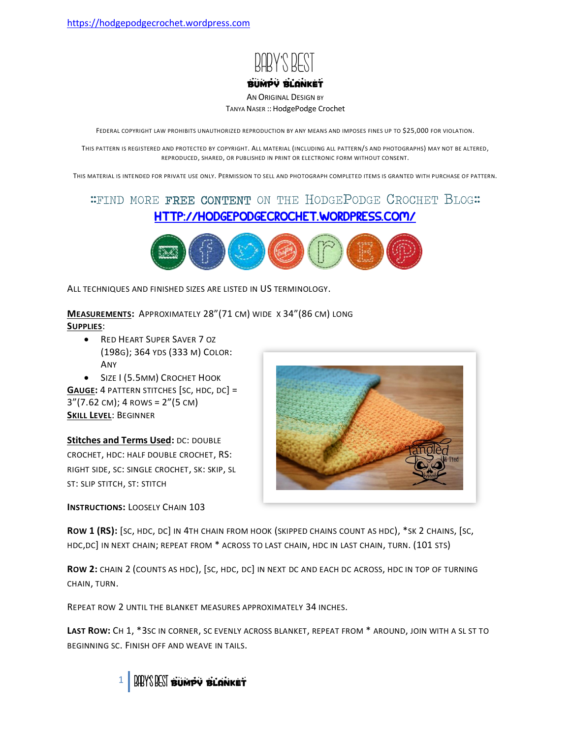https://hodgepodgecrochet.wordpress.com

# BABY'S BEST
## BUMPY BLANKET

AN ORIGINAL DESIGN BY
TANYA NASER :: HodgePodge Crochet

FEDERAL COPYRIGHT LAW PROHIBITS UNAUTHORIZED REPRODUCTION BY ANY MEANS AND IMPOSES FINES UP TO $25,000 FOR VIOLATION.

THIS PATTERN IS REGISTERED AND PROTECTED BY COPYRIGHT. ALL MATERIAL (INCLUDING ALL PATTERN/S AND PHOTOGRAPHS) MAY NOT BE ALTERED, REPRODUCED, SHARED, OR PUBLISHED IN PRINT OR ELECTRONIC FORM WITHOUT CONSENT.

THIS MATERIAL IS INTENDED FOR PRIVATE USE ONLY. PERMISSION TO SELL AND PHOTOGRAPH COMPLETED ITEMS IS GRANTED WITH PURCHASE OF PATTERN.

::FIND MORE **FREE CONTENT** ON THE HODGEPODGE CROCHET BLOG::
HTTP://HODGEPODGECROCHET.WORDPRESS.COM/

ALL TECHNIQUES AND FINISHED SIZES ARE LISTED IN US TERMINOLOGY.

**MEASUREMENTS:** APPROXIMATELY 28"(71 CM) WIDE X 34"(86 CM) LONG

**SUPPLIES:**

- RED HEART SUPER SAVER 7 OZ (198G); 364 YDS (333 M) COLOR: ANY
- SIZE I (5.5MM) CROCHET HOOK

**GAUGE:** 4 PATTERN STITCHES [SC, HDC, DC] = 3"(7.62 CM); 4 ROWS = 2"(5 CM)

**SKILL LEVEL:** BEGINNER

**Stitches and Terms Used:** DC: DOUBLE CROCHET, HDC: HALF DOUBLE CROCHET, RS: RIGHT SIDE, SC: SINGLE CROCHET, SK: SKIP, SL ST: SLIP STITCH, ST: STITCH

**INSTRUCTIONS:** LOOSELY CHAIN 103

**ROW 1 (RS):** [SC, HDC, DC] IN 4TH CHAIN FROM HOOK (SKIPPED CHAINS COUNT AS HDC), *SK 2 CHAINS, [SC, HDC,DC] IN NEXT CHAIN; REPEAT FROM * ACROSS TO LAST CHAIN, HDC IN LAST CHAIN, TURN. (101 STS)

**ROW 2:** CHAIN 2 (COUNTS AS HDC), [SC, HDC, DC] IN NEXT DC AND EACH DC ACROSS, HDC IN TOP OF TURNING CHAIN, TURN.

REPEAT ROW 2 UNTIL THE BLANKET MEASURES APPROXIMATELY 34 INCHES.

**LAST ROW:** CH 1, *3SC IN CORNER, SC EVENLY ACROSS BLANKET, REPEAT FROM * AROUND, JOIN WITH A SL ST TO BEGINNING SC. FINISH OFF AND WEAVE IN TAILS.